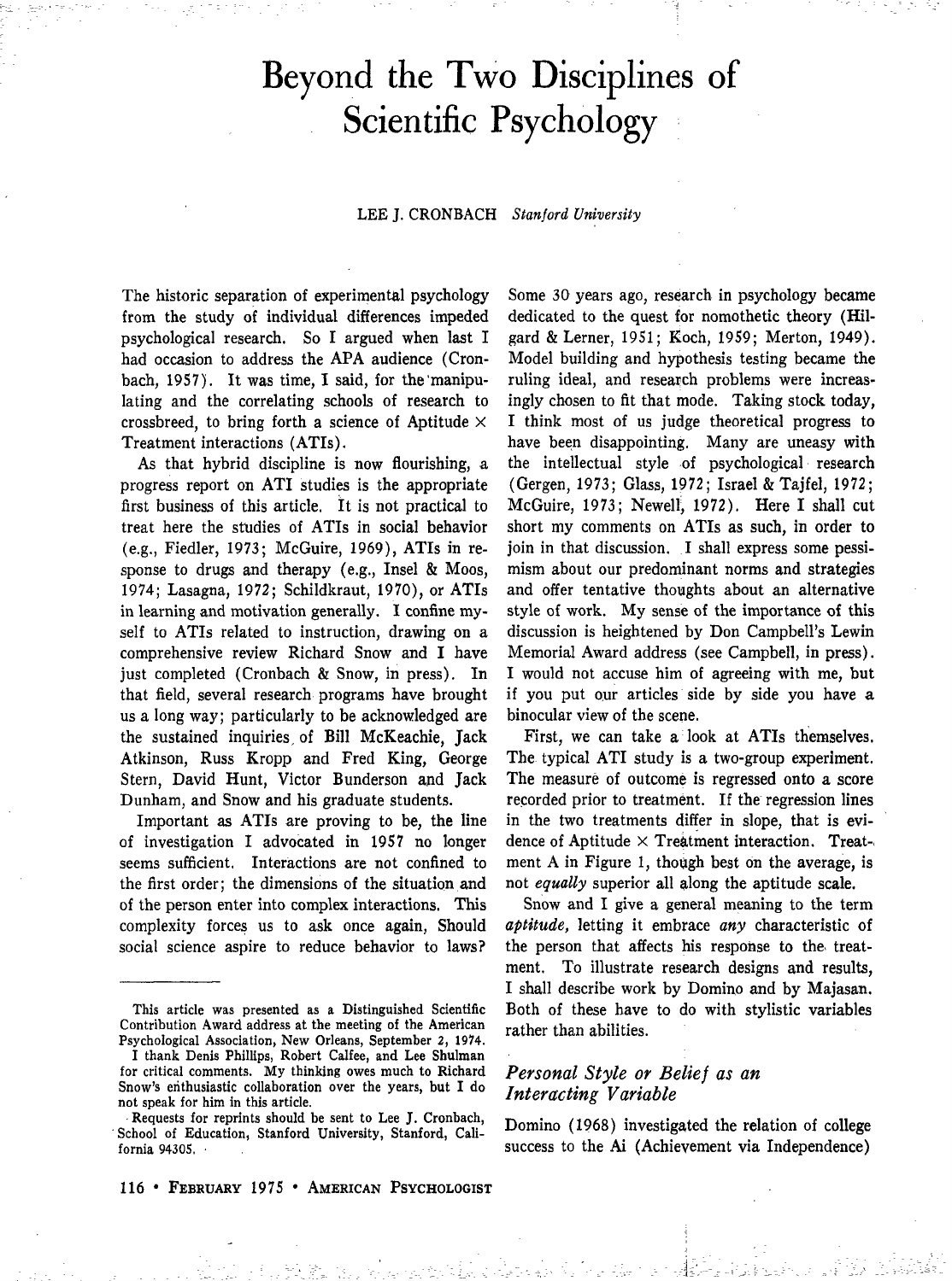# Beyond the Two Disciplines of Scientific Psychology

LEE J. CRONBACH *Stanford University*

The historic separation of experimental psychology from the study of individual differences impeded psychological research. So I argued when last I had occasion to address the APA audience (Cronbach, 1957). It was time, I said, for the manipulating and the correlating schools of research to crossbreed, to bring forth a science of Aptitude × Treatment interactions (ATIs).

As that hybrid discipline is now flourishing, a progress report on ATI studies is the appropriate first business of this article. It is not practical to treat here the studies of ATIs in social behavior (e.g., Fiedler, 1973; McGuire, 1969), ATIs in response to drugs and therapy (e.g., Insel & Moos, 1974; Lasagna, 1972; Schildkraut, 1970), or ATIs in learning and motivation generally. I confine myself to ATIs related to instruction, drawing on a comprehensive review Richard Snow and I have just completed (Cronbach & Snow, in press). In that field, several research programs have brought us a long way; particularly to be acknowledged are the sustained inquiries of Bill McKeachie, Jack Atkinson, Russ Kropp and Fred King, George Stern, David Hunt, Victor Bunderson and Jack Dunham, and Snow and his graduate students.

Important as ATIs are proving to be, the line of investigation I advocated in 1957 no longer seems sufficient. Interactions are not confined to the first order; the dimensions of the situation and of the person enter into complex interactions. This complexity forces us to ask once again, Should social science aspire to reduce behavior to laws?

Some 30 years ago, research in psychology became dedicated to the quest for nomothetic theory (Hilgard & Lerner, 1951; Koch, 1959; Merton, 1949). Model building and hypothesis testing became the ruling ideal, and research problems were increasingly chosen to fit that mode. Taking stock today, I think most of us judge theoretical progress to have been disappointing. Many are uneasy with the intellectual style of psychological research (Gergen, 1973; Glass, 1972; Israel & Tajfel, 1972; McGuire, 1973; Newell, 1972). Here I shall cut short my comments on ATIs as such, in order to join in that discussion. I shall express some pessimism about our predominant norms and strategies and offer tentative thoughts about an alternative style of work. My sense of the importance of this discussion is heightened by Don Campbell's Lewin Memorial Award address (see Campbell, in press). I would not accuse him of agreeing with me, but if you put our articles side by side you have a binocular view of the scene.

First, we can take a look at ATIs themselves. The typical ATI study is a two-group experiment. The measure of outcome is regressed onto a score recorded prior to treatment. If the regression lines in the two treatments differ in slope, that is evidence of Aptitude × Treatment interaction. Treatment A in Figure 1, though best on the average, is not *equally* superior all along the aptitude scale.

Snow and I give a general meaning to the term *aptitude*, letting it embrace *any* characteristic of the person that affects his response to the treatment. To illustrate research designs and results, I shall describe work by Domino and by Majasan. Both of these have to do with stylistic variables rather than abilities.

## *Personal Style or Belief as an Interacting Variable*

Domino (1968) investigated the relation of college success to the Ai (Achievement via Independence)

---

This article was presented as a Distinguished Scientific Contribution Award address at the meeting of the American Psychological Association, New Orleans, September 2, 1974.

I thank Denis Phillips, Robert Calfee, and Lee Shulman for critical comments. My thinking owes much to Richard Snow's enthusiastic collaboration over the years, but I do not speak for him in this article.

Requests for reprints should be sent to Lee J. Cronbach, School of Education, Stanford University, Stanford, California 94305.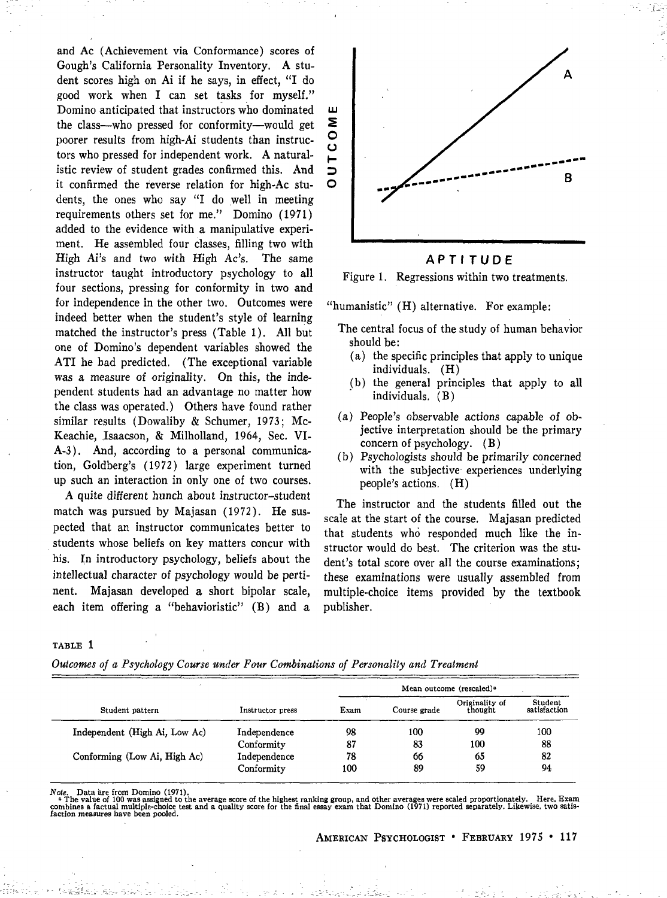and Ac (Achievement via Conformance) scores of Gough's California Personality Inventory. A student scores high on Ai if he says, in effect, "I do good work when I can set tasks for myself." Domino anticipated that instructors who dominated the class—who pressed for conformity—would get poorer results from high-Ai students than instructors who pressed for independent work. A naturalistic review of student grades confirmed this. And it confirmed the reverse relation for high-Ac students, the ones who say "I do well in meeting requirements others set for me." Domino (1971) added to the evidence with a manipulative experiment. He assembled four classes, filling two with High Ai's and two with High Ac's. The same instructor taught introductory psychology to all four sections, pressing for conformity in two and for independence in the other two. Outcomes were indeed better when the student's style of learning matched the instructor's press (Table 1). All but one of Domino's dependent variables showed the ATI he had predicted. (The exceptional variable was a measure of originality. On this, the independent students had an advantage no matter how the class was operated.) Others have found rather similar results (Dowaliby & Schumer, 1973; McKeachie, Isaacson, & Milholland, 1964, Sec. VI-A-3). And, according to a personal communication, Goldberg's (1972) large experiment turned up such an interaction in only one of two courses.

A quite different hunch about instructor–student match was pursued by Majasan (1972). He suspected that an instructor communicates better to students whose beliefs on key matters concur with his. In introductory psychology, beliefs about the intellectual character of psychology would be pertinent. Majasan developed a short bipolar scale, each item offering a "behavioristic" (B) and a "humanistic" (H) alternative. For example:

The central focus of the study of human behavior should be:
- (a) the specific principles that apply to unique individuals. (H)
- (b) the general principles that apply to all individuals. (B)

- (a) People's observable actions capable of objective interpretation should be the primary concern of psychology. (B)
- (b) Psychologists should be primarily concerned with the subjective experiences underlying people's actions. (H)

The instructor and the students filled out the scale at the start of the course. Majasan predicted that students who responded much like the instructor would do best. The criterion was the student's total score over all the course examinations; these examinations were usually assembled from multiple-choice items provided by the textbook publisher.

Figure 1. Regressions within two treatments.

TABLE 1

*Outcomes of a Psychology Course under Four Combinations of Personality and Treatment*

| Student pattern | Instructor press | Mean outcome (rescaled)[a] | | | |
|---|---|---|---|---|---|
| | | Exam | Course grade | Originality of thought | Student satisfaction |
| Independent (High Ai, Low Ac) | Independence | 98 | 100 | 99 | 100 |
| | Conformity | 87 | 83 | 100 | 88 |
| Conforming (Low Ai, High Ac) | Independence | 78 | 66 | 65 | 82 |
| | Conformity | 100 | 89 | 59 | 94 |

*Note.* Data are from Domino (1971).
[a] The value of 100 was assigned to the average score of the highest ranking group, and other averages were scaled proportionately. Here, Exam combines a factual multiple-choice test and a quality score for the final essay exam that Domino (1971) reported separately. Likewise, two satisfaction measures have been pooled.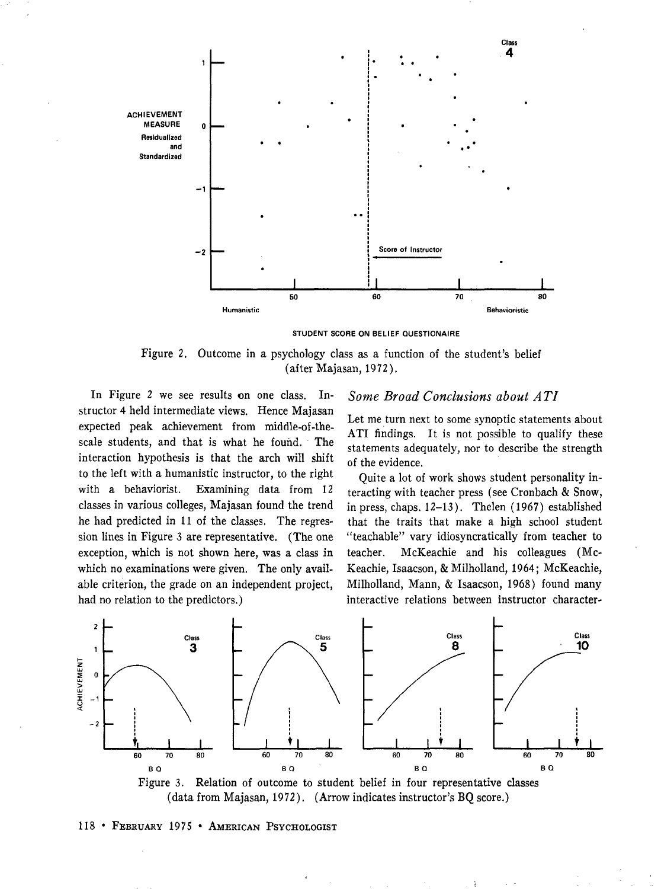Figure 2. Outcome in a psychology class as a function of the student's belief (after Majasan, 1972).

In Figure 2 we see results on one class. Instructor 4 held intermediate views. Hence Majasan expected peak achievement from middle-of-the-scale students, and that is what he found. The interaction hypothesis is that the arch will shift to the left with a humanistic instructor, to the right with a behaviorist. Examining data from 12 classes in various colleges, Majasan found the trend he had predicted in 11 of the classes. The regression lines in Figure 3 are representative. (The one exception, which is not shown here, was a class in which no examinations were given. The only available criterion, the grade on an independent project, had no relation to the predictors.)

## *Some Broad Conclusions about ATI*

Let me turn next to some synoptic statements about ATI findings. It is not possible to qualify these statements adequately, nor to describe the strength of the evidence.

Quite a lot of work shows student personality interacting with teacher press (see Cronbach & Snow, in press, chaps. 12–13). Thelen (1967) established that the traits that make a high school student "teachable" vary idiosyncratically from teacher to teacher. McKeachie and his colleagues (McKeachie, Isaacson, & Milholland, 1964; McKeachie, Milholland, Mann, & Isaacson, 1968) found many interactive relations between instructor character-

Figure 3. Relation of outcome to student belief in four representative classes (data from Majasan, 1972). (Arrow indicates instructor's BQ score.)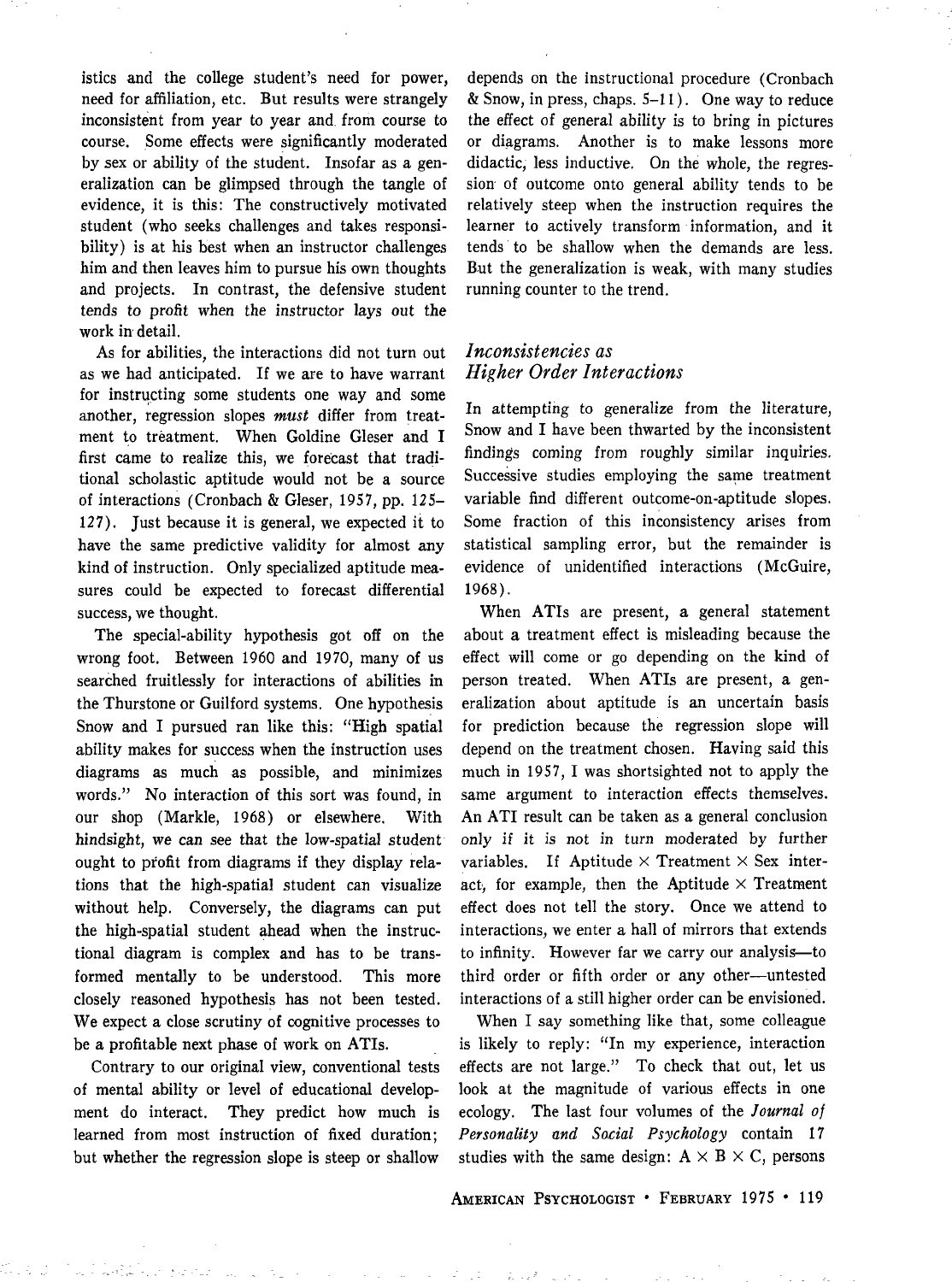istics and the college student's need for power, need for affiliation, etc. But results were strangely inconsistent from year to year and from course to course. Some effects were significantly moderated by sex or ability of the student. Insofar as a generalization can be glimpsed through the tangle of evidence, it is this: The constructively motivated student (who seeks challenges and takes responsibility) is at his best when an instructor challenges him and then leaves him to pursue his own thoughts and projects. In contrast, the defensive student tends to profit when the instructor lays out the work in detail.

As for abilities, the interactions did not turn out as we had anticipated. If we are to have warrant for instructing some students one way and some another, regression slopes *must* differ from treatment to treatment. When Goldine Gleser and I first came to realize this, we forecast that traditional scholastic aptitude would not be a source of interactions (Cronbach & Gleser, 1957, pp. 125–127). Just because it is general, we expected it to have the same predictive validity for almost any kind of instruction. Only specialized aptitude measures could be expected to forecast differential success, we thought.

The special-ability hypothesis got off on the wrong foot. Between 1960 and 1970, many of us searched fruitlessly for interactions of abilities in the Thurstone or Guilford systems. One hypothesis Snow and I pursued ran like this: "High spatial ability makes for success when the instruction uses diagrams as much as possible, and minimizes words." No interaction of this sort was found, in our shop (Markle, 1968) or elsewhere. With hindsight, we can see that the low-spatial student ought to profit from diagrams if they display relations that the high-spatial student can visualize without help. Conversely, the diagrams can put the high-spatial student ahead when the instructional diagram is complex and has to be transformed mentally to be understood. This more closely reasoned hypothesis has not been tested. We expect a close scrutiny of cognitive processes to be a profitable next phase of work on ATIs.

Contrary to our original view, conventional tests of mental ability or level of educational development do interact. They predict how much is learned from most instruction of fixed duration; but whether the regression slope is steep or shallow depends on the instructional procedure (Cronbach & Snow, in press, chaps. 5–11). One way to reduce the effect of general ability is to bring in pictures or diagrams. Another is to make lessons more didactic, less inductive. On the whole, the regression of outcome onto general ability tends to be relatively steep when the instruction requires the learner to actively transform information, and it tends to be shallow when the demands are less. But the generalization is weak, with many studies running counter to the trend.

## *Inconsistencies as Higher Order Interactions*

In attempting to generalize from the literature, Snow and I have been thwarted by the inconsistent findings coming from roughly similar inquiries. Successive studies employing the same treatment variable find different outcome-on-aptitude slopes. Some fraction of this inconsistency arises from statistical sampling error, but the remainder is evidence of unidentified interactions (McGuire, 1968).

When ATIs are present, a general statement about a treatment effect is misleading because the effect will come or go depending on the kind of person treated. When ATIs are present, a generalization about aptitude is an uncertain basis for prediction because the regression slope will depend on the treatment chosen. Having said this much in 1957, I was shortsighted not to apply the same argument to interaction effects themselves. An ATI result can be taken as a general conclusion only *if it is not in turn moderated by further* variables. If Aptitude × Treatment × Sex interact, for example, then the Aptitude × Treatment effect does not tell the story. Once we attend to interactions, we enter a hall of mirrors that extends to infinity. However far we carry our analysis—to third order or fifth order or any other—untested interactions of a still higher order can be envisioned.

When I say something like that, some colleague is likely to reply: "In my experience, interaction effects are not large." To check that out, let us look at the magnitude of various effects in one ecology. The last four volumes of the *Journal of Personality and Social Psychology* contain 17 studies with the same design: A × B × C, persons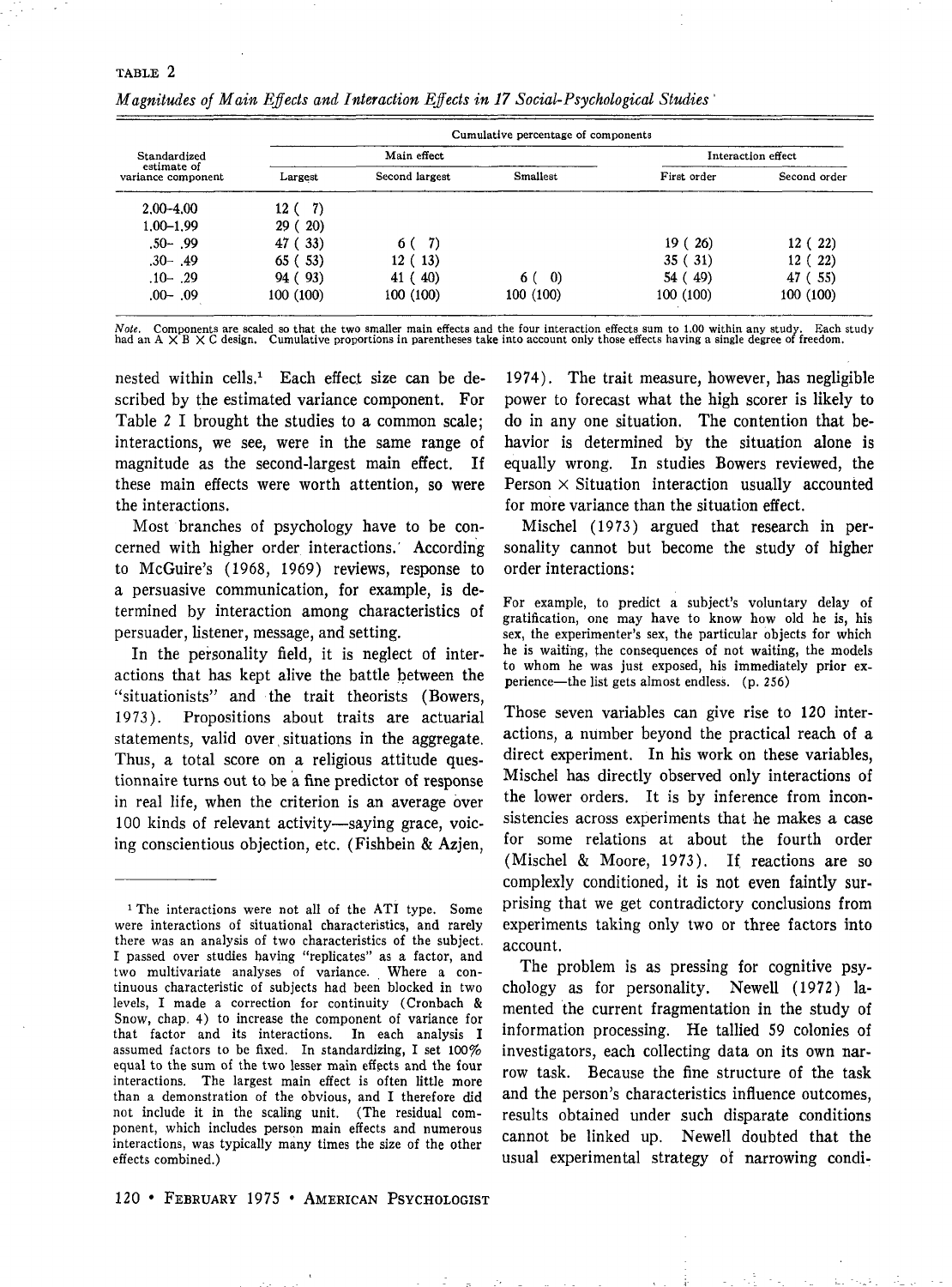TABLE 2

*Magnitudes of Main Effects and Interaction Effects in 17 Social-Psychological Studies*

| Standardized estimate of variance component | Cumulative percentage of components | | | | |
|---|---|---|---|---|---|
| | Main effect | | | Interaction effect | |
| | Largest | Second largest | Smallest | First order | Second order |
| 2.00–4.00 | 12 ( 7) | | | | |
| 1.00–1.99 | 29 ( 20) | | | | |
| .50– .99 | 47 ( 33) | 6 ( 7) | | 19 ( 26) | 12 ( 22) |
| .30– .49 | 65 ( 53) | 12 ( 13) | | 35 ( 31) | 12 ( 22) |
| .10– .29 | 94 ( 93) | 41 ( 40) | 6 ( 0) | 54 ( 49) | 47 ( 55) |
| .00– .09 | 100 (100) | 100 (100) | 100 (100) | 100 (100) | 100 (100) |

*Note.* Components are scaled so that the two smaller main effects and the four interaction effects sum to 1.00 within any study. Each study had an A × B × C design. Cumulative proportions in parentheses take into account only those effects having a single degree of freedom.

nested within cells.[1] Each effect size can be described by the estimated variance component. For Table 2 I brought the studies to a common scale; interactions, we see, were in the same range of magnitude as the second-largest main effect. If these main effects were worth attention, so were the interactions.

Most branches of psychology have to be concerned with higher order interactions. According to McGuire's (1968, 1969) reviews, response to a persuasive communication, for example, is determined by interaction among characteristics of persuader, listener, message, and setting.

In the personality field, it is neglect of interactions that has kept alive the battle between the "situationists" and the trait theorists (Bowers, 1973). Propositions about traits are actuarial statements, valid over situations in the aggregate. Thus, a total score on a religious attitude questionnaire turns out to be a fine predictor of response in real life, when the criterion is an average over 100 kinds of relevant activity—saying grace, voicing conscientious objection, etc. (Fishbein & Azjen, 1974). The trait measure, however, has negligible power to forecast what the high scorer is likely to do in any one situation. The contention that behavior is determined by the situation alone is equally wrong. In studies Bowers reviewed, the Person × Situation interaction usually accounted for more variance than the situation effect.

Mischel (1973) argued that research in personality cannot but become the study of higher order interactions:

> For example, to predict a subject's voluntary delay of gratification, one may have to know how old he is, his sex, the experimenter's sex, the particular objects for which he is waiting, the consequences of not waiting, the models to whom he was just exposed, his immediately prior experience—the list gets almost endless. (p. 256)

Those seven variables can give rise to 120 interactions, a number beyond the practical reach of a direct experiment. In his work on these variables, Mischel has directly observed only interactions of the lower orders. It is by inference from inconsistencies across experiments that he makes a case for some relations at about the fourth order (Mischel & Moore, 1973). If reactions are so complexly conditioned, it is not even faintly surprising that we get contradictory conclusions from experiments taking only two or three factors into account.

The problem is as pressing for cognitive psychology as for personality. Newell (1972) lamented the current fragmentation in the study of information processing. He tallied 59 colonies of investigators, each collecting data on its own narrow task. Because the fine structure of the task and the person's characteristics influence outcomes, results obtained under such disparate conditions cannot be linked up. Newell doubted that the usual experimental strategy of narrowing condi-

[1] The interactions were not all of the ATI type. Some were interactions of situational characteristics, and rarely there was an analysis of two characteristics of the subject. I passed over studies having "replicates" as a factor, and two multivariate analyses of variance. Where a continuous characteristic of subjects had been blocked in two levels, I made a correction for continuity (Cronbach & Snow, chap. 4) to increase the component of variance for that factor and its interactions. In each analysis I assumed factors to be fixed. In standardizing, I set 100% equal to the sum of the two lesser main effects and the four interactions. The largest main effect is often little more than a demonstration of the obvious, and I therefore did not include it in the scaling unit. (The residual component, which includes person main effects and numerous interactions, was typically many times the size of the other effects combined.)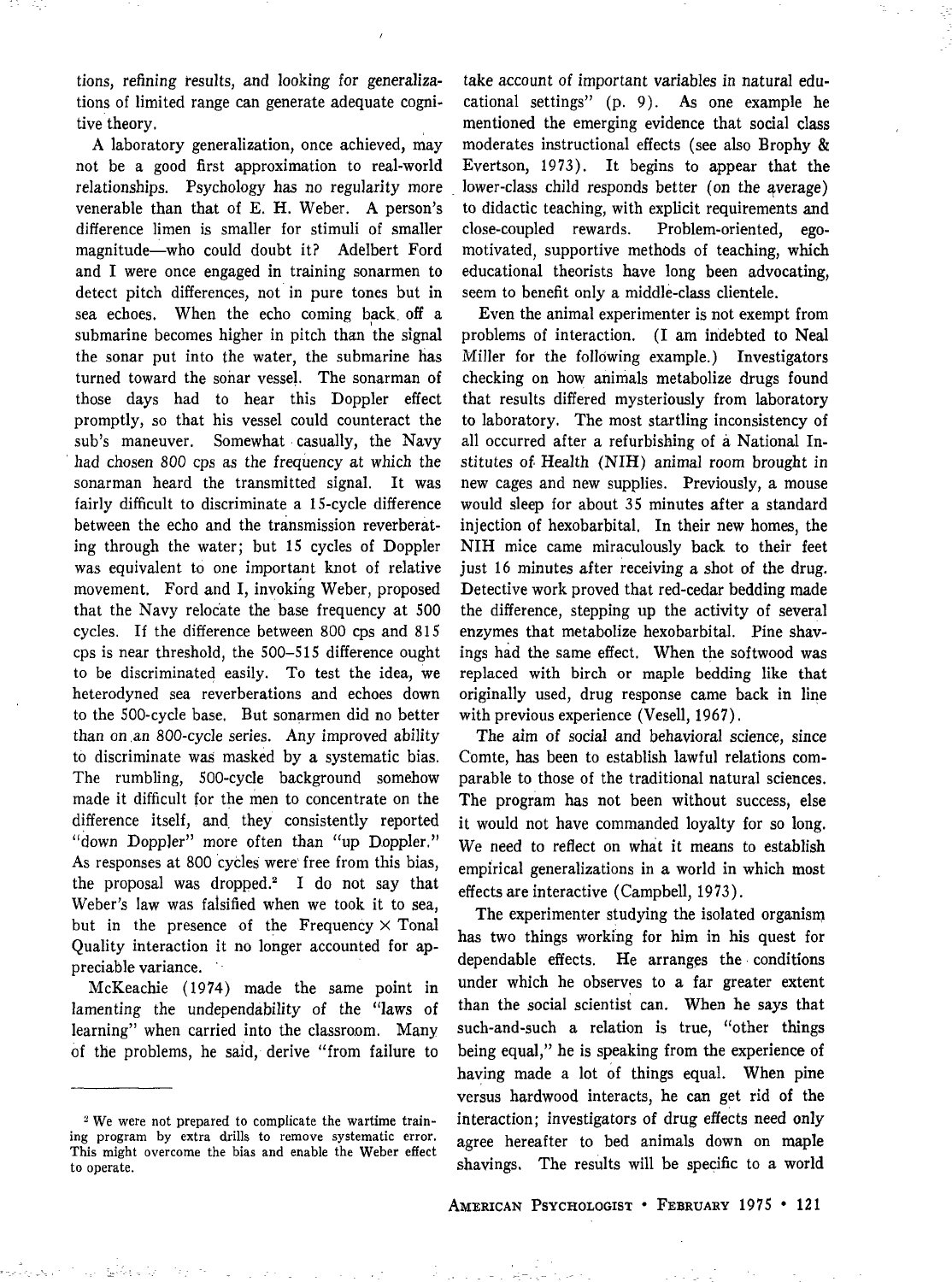tions, refining results, and looking for generalizations of limited range can generate adequate cognitive theory.

A laboratory generalization, once achieved, may not be a good first approximation to real-world relationships. Psychology has no regularity more venerable than that of E. H. Weber. A person's difference limen is smaller for stimuli of smaller magnitude—who could doubt it? Adelbert Ford and I were once engaged in training sonarmen to detect pitch differences, not in pure tones but in sea echoes. When the echo coming back off a submarine becomes higher in pitch than the signal the sonar put into the water, the submarine has turned toward the sonar vessel. The sonarman of those days had to hear this Doppler effect promptly, so that his vessel could counteract the sub's maneuver. Somewhat casually, the Navy had chosen 800 cps as the frequency at which the sonarman heard the transmitted signal. It was fairly difficult to discriminate a 15-cycle difference between the echo and the transmission reverberating through the water; but 15 cycles of Doppler was equivalent to one important knot of relative movement. Ford and I, invoking Weber, proposed that the Navy relocate the base frequency at 500 cycles. If the difference between 800 cps and 815 cps is near threshold, the 500–515 difference ought to be discriminated easily. To test the idea, we heterodyned sea reverberations and echoes down to the 500-cycle base. But sonarmen did no better than on an 800-cycle series. Any improved ability to discriminate was masked by a systematic bias. The rumbling, 500-cycle background somehow made it difficult for the men to concentrate on the difference itself, and they consistently reported "down Doppler" more often than "up Doppler." As responses at 800 cycles were free from this bias, the proposal was dropped.[2] I do not say that Weber's law was falsified when we took it to sea, but in the presence of the Frequency × Tonal Quality interaction it no longer accounted for appreciable variance.

McKeachie (1974) made the same point in lamenting the undependability of the "laws of learning" when carried into the classroom. Many of the problems, he said, derive "from failure to take account of important variables in natural educational settings" (p. 9). As one example he mentioned the emerging evidence that social class moderates instructional effects (see also Brophy & Evertson, 1973). It begins to appear that the lower-class child responds better (on the average) to didactic teaching, with explicit requirements and close-coupled rewards. Problem-oriented, ego-motivated, supportive methods of teaching, which educational theorists have long been advocating, seem to benefit only a middle-class clientele.

Even the animal experimenter is not exempt from problems of interaction. (I am indebted to Neal Miller for the following example.) Investigators checking on how animals metabolize drugs found that results differed mysteriously from laboratory to laboratory. The most startling inconsistency of all occurred after a refurbishing of a National Institutes of Health (NIH) animal room brought in new cages and new supplies. Previously, a mouse would sleep for about 35 minutes after a standard injection of hexobarbital. In their new homes, the NIH mice came miraculously back to their feet just 16 minutes after receiving a shot of the drug. Detective work proved that red-cedar bedding made the difference, stepping up the activity of several enzymes that metabolize hexobarbital. Pine shavings had the same effect. When the softwood was replaced with birch or maple bedding like that originally used, drug response came back in line with previous experience (Vesell, 1967).

The aim of social and behavioral science, since Comte, has been to establish lawful relations comparable to those of the traditional natural sciences. The program has not been without success, else it would not have commanded loyalty for so long. We need to reflect on what it means to establish empirical generalizations in a world in which most effects are interactive (Campbell, 1973).

The experimenter studying the isolated organism has two things working for him in his quest for dependable effects. He arranges the conditions under which he observes to a far greater extent than the social scientist can. When he says that such-and-such a relation is true, "other things being equal," he is speaking from the experience of having made a lot of things equal. When pine versus hardwood interacts, he can get rid of the interaction; investigators of drug effects need only agree hereafter to bed animals down on maple shavings. The results will be specific to a world

---

[2] We were not prepared to complicate the wartime training program by extra drills to remove systematic error. This might overcome the bias and enable the Weber effect to operate.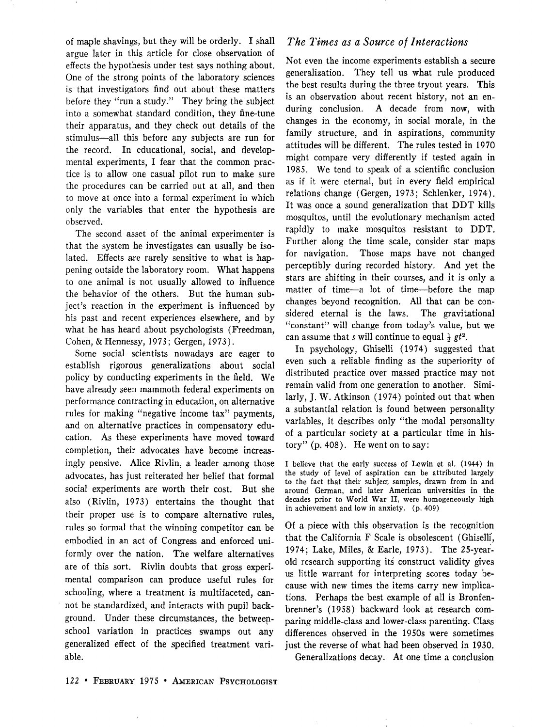of maple shavings, but they will be orderly. I shall argue later in this article for close observation of effects the hypothesis under test says nothing about. One of the strong points of the laboratory sciences is that investigators find out about these matters before they "run a study." They bring the subject into a somewhat standard condition, they fine-tune their apparatus, and they check out details of the stimulus—all this before any subjects are run for the record. In educational, social, and developmental experiments, I fear that the common practice is to allow one casual pilot run to make sure the procedures can be carried out at all, and then to move at once into a formal experiment in which only the variables that enter the hypothesis are observed.

The second asset of the animal experimenter is that the system he investigates can usually be isolated. Effects are rarely sensitive to what is happening outside the laboratory room. What happens to one animal is not usually allowed to influence the behavior of the others. But the human subject's reaction in the experiment is influenced by his past and recent experiences elsewhere, and by what he has heard about psychologists (Freedman, Cohen, & Hennessy, 1973; Gergen, 1973).

Some social scientists nowadays are eager to establish rigorous generalizations about social policy by conducting experiments in the field. We have already seen mammoth federal experiments on performance contracting in education, on alternative rules for making "negative income tax" payments, and on alternative practices in compensatory education. As these experiments have moved toward completion, their advocates have become increasingly pensive. Alice Rivlin, a leader among those advocates, has just reiterated her belief that formal social experiments are worth their cost. But she also (Rivlin, 1973) entertains the thought that their proper use is to compare alternative rules, rules so formal that the winning competitor can be embodied in an act of Congress and enforced uniformly over the nation. The welfare alternatives are of this sort. Rivlin doubts that gross experimental comparison can produce useful rules for schooling, where a treatment is multifaceted, cannot be standardized, and interacts with pupil background. Under these circumstances, the between-school variation in practices swamps out any generalized effect of the specified treatment variable.

### *The Times as a Source of Interactions*

Not even the income experiments establish a secure generalization. They tell us what rule produced the best results during the three tryout years. This is an observation about recent history, not an enduring conclusion. A decade from now, with changes in the economy, in social morale, in the family structure, and in aspirations, community attitudes will be different. The rules tested in 1970 might compare very differently if tested again in 1985. We tend to speak of a scientific conclusion as if it were eternal, but in every field empirical relations change (Gergen, 1973; Schlenker, 1974). It was once a sound generalization that DDT kills mosquitos, until the evolutionary mechanism acted rapidly to make mosquitos resistant to DDT. Further along the time scale, consider star maps for navigation. Those maps have not changed perceptibly during recorded history. And yet the stars are shifting in their courses, and it is only a matter of time—a lot of time—before the map changes beyond recognition. All that can be considered eternal is the laws. The gravitational "constant" will change from today's value, but we can assume that $s$ will continue to equal $\frac{1}{2}\, gt^2$.

In psychology, Ghiselli (1974) suggested that even such a reliable finding as the superiority of distributed practice over massed practice may not remain valid from one generation to another. Similarly, J. W. Atkinson (1974) pointed out that when a substantial relation is found between personality variables, it describes only "the modal personality of a particular society at a particular time in history" (p. 408). He went on to say:

> I believe that the early success of Lewin et al. (1944) in the study of level of aspiration can be attributed largely to the fact that their subject samples, drawn from in and around German, and later American universities in the decades prior to World War II, were homogeneously high in achievement and low in anxiety. (p. 409)

Of a piece with this observation is the recognition that the California F Scale is obsolescent (Ghiselli, 1974; Lake, Miles, & Earle, 1973). The 25-year-old research supporting its construct validity gives us little warrant for interpreting scores today because with new times the items carry new implications. Perhaps the best example of all is Bronfenbrenner's (1958) backward look at research comparing middle-class and lower-class parenting. Class differences observed in the 1950s were sometimes just the reverse of what had been observed in 1930.

Generalizations decay. At one time a conclusion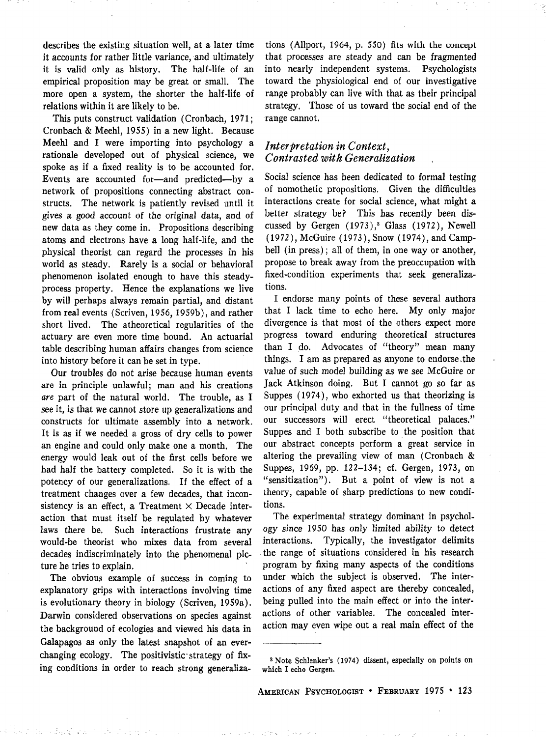describes the existing situation well, at a later time it accounts for rather little variance, and ultimately it is valid only as history. The half-life of an empirical proposition may be great or small. The more open a system, the shorter the half-life of relations within it are likely to be.

This puts construct validation (Cronbach, 1971; Cronbach & Meehl, 1955) in a new light. Because Meehl and I were importing into psychology a rationale developed out of physical science, we spoke as if a fixed reality is to be accounted for. Events are accounted for—and predicted—by a network of propositions connecting abstract constructs. The network is patiently revised until it gives a good account of the original data, and of new data as they come in. Propositions describing atoms and electrons have a long half-life, and the physical theorist can regard the processes in his world as steady. Rarely is a social or behavioral phenomenon isolated enough to have this steady-process property. Hence the explanations we live by will perhaps always remain partial, and distant from real events (Scriven, 1956, 1959b), and rather short lived. The atheoretical regularities of the actuary are even more time bound. An actuarial table describing human affairs changes from science into history before it can be set in type.

Our troubles do not arise because human events are in principle unlawful; man and his creations *are* part of the natural world. The trouble, as I see it, is that we cannot store up generalizations and constructs for ultimate assembly into a network. It is as if we needed a gross of dry cells to power an engine and could only make one a month. The energy would leak out of the first cells before we had half the battery completed. So it is with the potency of our generalizations. If the effect of a treatment changes over a few decades, that inconsistency is an effect, a Treatment × Decade interaction that must itself be regulated by whatever laws there be. Such interactions frustrate any would-be theorist who mixes data from several decades indiscriminately into the phenomenal picture he tries to explain.

The obvious example of success in coming to explanatory grips with interactions involving time is evolutionary theory in biology (Scriven, 1959a). Darwin considered observations on species against the background of ecologies and viewed his data in Galapagos as only the latest snapshot of an ever-changing ecology. The positivistic strategy of fixing conditions in order to reach strong generalizations (Allport, 1964, p. 550) fits with the concept that processes are steady and can be fragmented into nearly independent systems. Psychologists toward the physiological end of our investigative range probably can live with that as their principal strategy. Those of us toward the social end of the range cannot.

## *Interpretation in Context, Contrasted with Generalization*

Social science has been dedicated to formal testing of nomothetic propositions. Given the difficulties interactions create for social science, what might a better strategy be? This has recently been discussed by Gergen (1973),[3] Glass (1972), Newell (1972), McGuire (1973), Snow (1974), and Campbell (in press); all of them, in one way or another, propose to break away from the preoccupation with fixed-condition experiments that seek generalizations.

I endorse many points of these several authors that I lack time to echo here. My only major divergence is that most of the others expect more progress toward enduring theoretical structures than I do. Advocates of "theory" mean many things. I am as prepared as anyone to endorse the value of such model building as we see McGuire or Jack Atkinson doing. But I cannot go so far as Suppes (1974), who exhorted us that theorizing is our principal duty and that in the fullness of time our successors will erect "theoretical palaces." Suppes and I both subscribe to the position that our abstract concepts perform a great service in altering the prevailing view of man (Cronbach & Suppes, 1969, pp. 122–134; cf. Gergen, 1973, on "sensitization"). But a point of view is not a theory, capable of sharp predictions to new conditions.

The experimental strategy dominant in psychology since 1950 has only limited ability to detect interactions. Typically, the investigator delimits the range of situations considered in his research program by fixing many aspects of the conditions under which the subject is observed. The interactions of any fixed aspect are thereby concealed, being pulled into the main effect or into the interactions of other variables. The concealed interaction may even wipe out a real main effect of the

---

[3] Note Schlenker's (1974) dissent, especially on points on which I echo Gergen.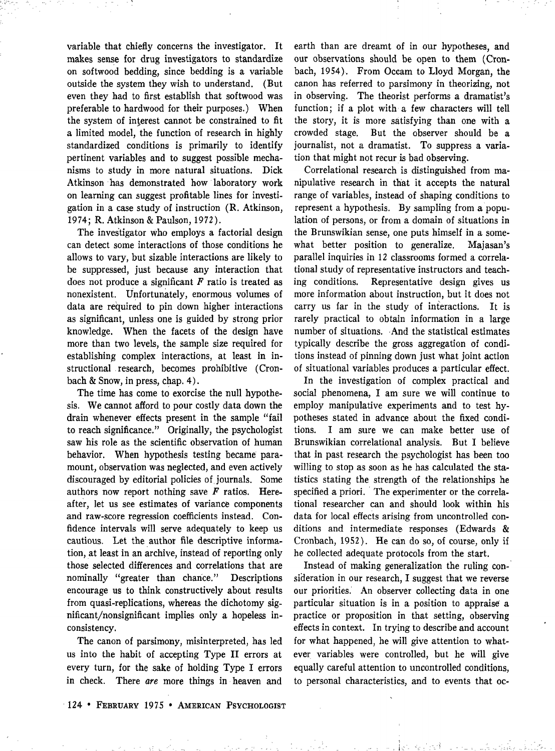variable that chiefly concerns the investigator. It makes sense for drug investigators to standardize on softwood bedding, since bedding is a variable outside the system they wish to understand. (But even they had to first establish that softwood was preferable to hardwood for their purposes.) When the system of interest cannot be constrained to fit a limited model, the function of research in highly standardized conditions is primarily to identify pertinent variables and to suggest possible mechanisms to study in more natural situations. Dick Atkinson has demonstrated how laboratory work on learning can suggest profitable lines for investigation in a case study of instruction (R. Atkinson, 1974; R. Atkinson & Paulson, 1972).

The investigator who employs a factorial design can detect some interactions of those conditions he allows to vary, but sizable interactions are likely to be suppressed, just because any interaction that does not produce a significant *F* ratio is treated as nonexistent. Unfortunately, enormous volumes of data are required to pin down higher interactions as significant, unless one is guided by strong prior knowledge. When the facets of the design have more than two levels, the sample size required for establishing complex interactions, at least in instructional research, becomes prohibitive (Cronbach & Snow, in press, chap. 4).

The time has come to exorcise the null hypothesis. We cannot afford to pour costly data down the drain whenever effects present in the sample "fail to reach significance." Originally, the psychologist saw his role as the scientific observation of human behavior. When hypothesis testing became paramount, observation was neglected, and even actively discouraged by editorial policies of journals. Some authors now report nothing save *F* ratios. Hereafter, let us see estimates of variance components and raw-score regression coefficients instead. Confidence intervals will serve adequately to keep us cautious. Let the author file descriptive information, at least in an archive, instead of reporting only those selected differences and correlations that are nominally "greater than chance." Descriptions encourage us to think constructively about results from quasi-replications, whereas the dichotomy significant/nonsignificant implies only a hopeless inconsistency.

The canon of parsimony, misinterpreted, has led us into the habit of accepting Type II errors at every turn, for the sake of holding Type I errors in check. There *are* more things in heaven and earth than are dreamt of in our hypotheses, and our observations should be open to them (Cronbach, 1954). From Occam to Lloyd Morgan, the canon has referred to parsimony in theorizing, not in observing. The theorist performs a dramatist's function; if a plot with a few characters will tell the story, it is more satisfying than one with a crowded stage. But the observer should be a journalist, not a dramatist. To suppress a variation that might not recur is bad observing.

Correlational research is distinguished from manipulative research in that it accepts the natural range of variables, instead of shaping conditions to represent a hypothesis. By sampling from a population of persons, or from a domain of situations in the Brunswikian sense, one puts himself in a somewhat better position to generalize. Majasan's parallel inquiries in 12 classrooms formed a correlational study of representative instructors and teaching conditions. Representative design gives us more information about instruction, but it does not carry us far in the study of interactions. It is rarely practical to obtain information in a large number of situations. And the statistical estimates typically describe the gross aggregation of conditions instead of pinning down just what joint action of situational variables produces a particular effect.

In the investigation of complex practical and social phenomena, I am sure we will continue to employ manipulative experiments and to test hypotheses stated in advance about the fixed conditions. I am sure we can make better use of Brunswikian correlational analysis. But I believe that in past research the psychologist has been too willing to stop as soon as he has calculated the statistics stating the strength of the relationships he specified a priori. The experimenter or the correlational researcher can and should look within his data for local effects arising from uncontrolled conditions and intermediate responses (Edwards & Cronbach, 1952). He can do so, of course, only if he collected adequate protocols from the start.

Instead of making generalization the ruling consideration in our research, I suggest that we reverse our priorities. An observer collecting data in one particular situation is in a position to appraise a practice or proposition in that setting, observing effects in context. In trying to describe and account for what happened, he will give attention to whatever variables were controlled, but he will give equally careful attention to uncontrolled conditions, to personal characteristics, and to events that oc-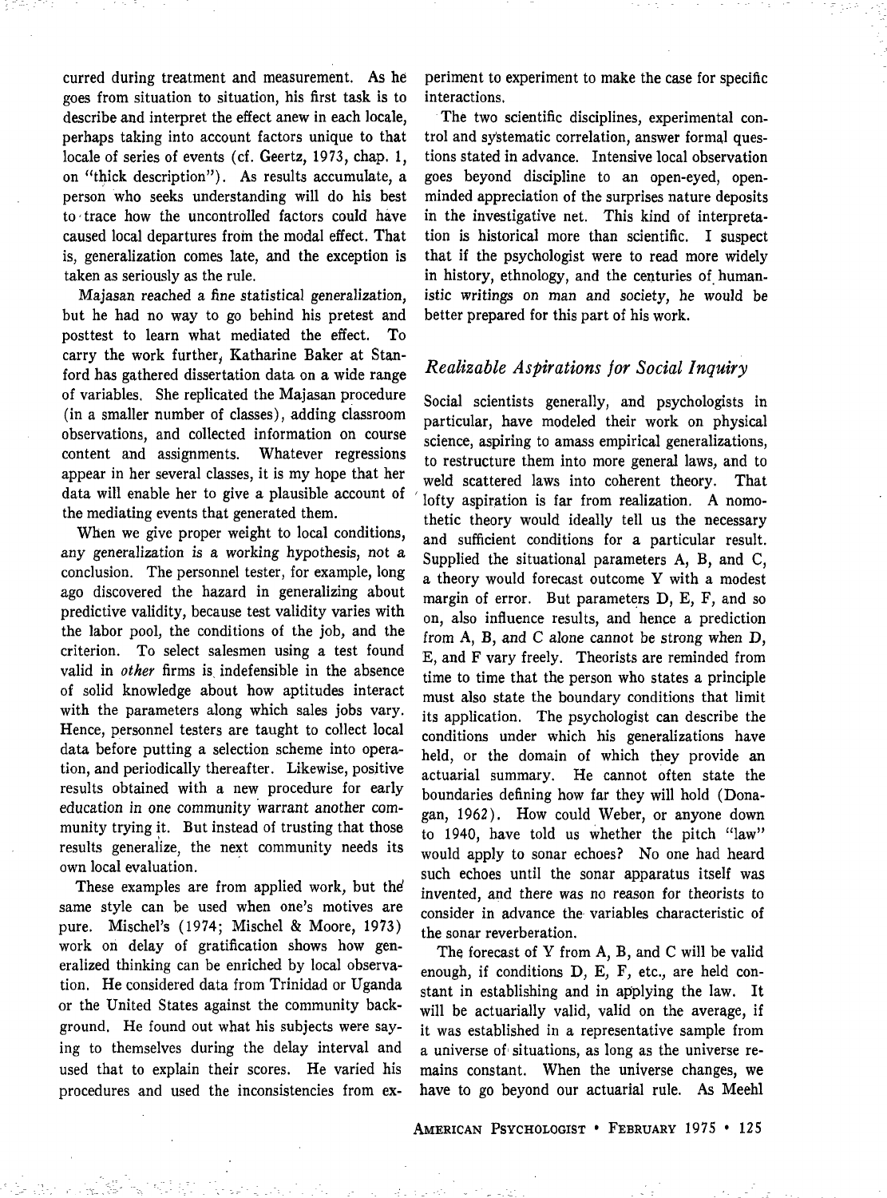curred during treatment and measurement. As he goes from situation to situation, his first task is to describe and interpret the effect anew in each locale, perhaps taking into account factors unique to that locale of series of events (cf. Geertz, 1973, chap. 1, on "thick description"). As results accumulate, a person who seeks understanding will do his best to trace how the uncontrolled factors could have caused local departures from the modal effect. That is, generalization comes late, and the exception is taken as seriously as the rule.

Majasan reached a fine statistical generalization, but he had no way to go behind his pretest and posttest to learn what mediated the effect. To carry the work further, Katharine Baker at Stanford has gathered dissertation data on a wide range of variables. She replicated the Majasan procedure (in a smaller number of classes), adding classroom observations, and collected information on course content and assignments. Whatever regressions appear in her several classes, it is my hope that her data will enable her to give a plausible account of the mediating events that generated them.

When we give proper weight to local conditions, any generalization is a working hypothesis, not a conclusion. The personnel tester, for example, long ago discovered the hazard in generalizing about predictive validity, because test validity varies with the labor pool, the conditions of the job, and the criterion. To select salesmen using a test found valid in *other* firms is indefensible in the absence of solid knowledge about how aptitudes interact with the parameters along which sales jobs vary. Hence, personnel testers are taught to collect local data before putting a selection scheme into operation, and periodically thereafter. Likewise, positive results obtained with a new procedure for early education in one community warrant another community trying it. But instead of trusting that those results generalize, the next community needs its own local evaluation.

These examples are from applied work, but the same style can be used when one's motives are pure. Mischel's (1974; Mischel & Moore, 1973) work on delay of gratification shows how generalized thinking can be enriched by local observation. He considered data from Trinidad or Uganda or the United States against the community background. He found out what his subjects were saying to themselves during the delay interval and used that to explain their scores. He varied his procedures and used the inconsistencies from experiment to experiment to make the case for specific interactions.

The two scientific disciplines, experimental control and systematic correlation, answer formal questions stated in advance. Intensive local observation goes beyond discipline to an open-eyed, open-minded appreciation of the surprises nature deposits in the investigative net. This kind of interpretation is historical more than scientific. I suspect that if the psychologist were to read more widely in history, ethnology, and the centuries of humanistic writings on man and society, he would be better prepared for this part of his work.

## *Realizable Aspirations for Social Inquiry*

Social scientists generally, and psychologists in particular, have modeled their work on physical science, aspiring to amass empirical generalizations, to restructure them into more general laws, and to weld scattered laws into coherent theory. That lofty aspiration is far from realization. A nomothetic theory would ideally tell us the necessary and sufficient conditions for a particular result. Supplied the situational parameters A, B, and C, a theory would forecast outcome Y with a modest margin of error. But parameters D, E, F, and so on, also influence results, and hence a prediction from A, B, and C alone cannot be strong when D, E, and F vary freely. Theorists are reminded from time to time that the person who states a principle must also state the boundary conditions that limit its application. The psychologist can describe the conditions under which his generalizations have held, or the domain of which they provide an actuarial summary. He cannot often state the boundaries defining how far they will hold (Donagan, 1962). How could Weber, or anyone down to 1940, have told us whether the pitch "law" would apply to sonar echoes? No one had heard such echoes until the sonar apparatus itself was invented, and there was no reason for theorists to consider in advance the variables characteristic of the sonar reverberation.

The forecast of Y from A, B, and C will be valid enough, if conditions D, E, F, etc., are held constant in establishing and in applying the law. It will be actuarially valid, valid on the average, if it was established in a representative sample from a universe of situations, as long as the universe remains constant. When the universe changes, we have to go beyond our actuarial rule. As Meehl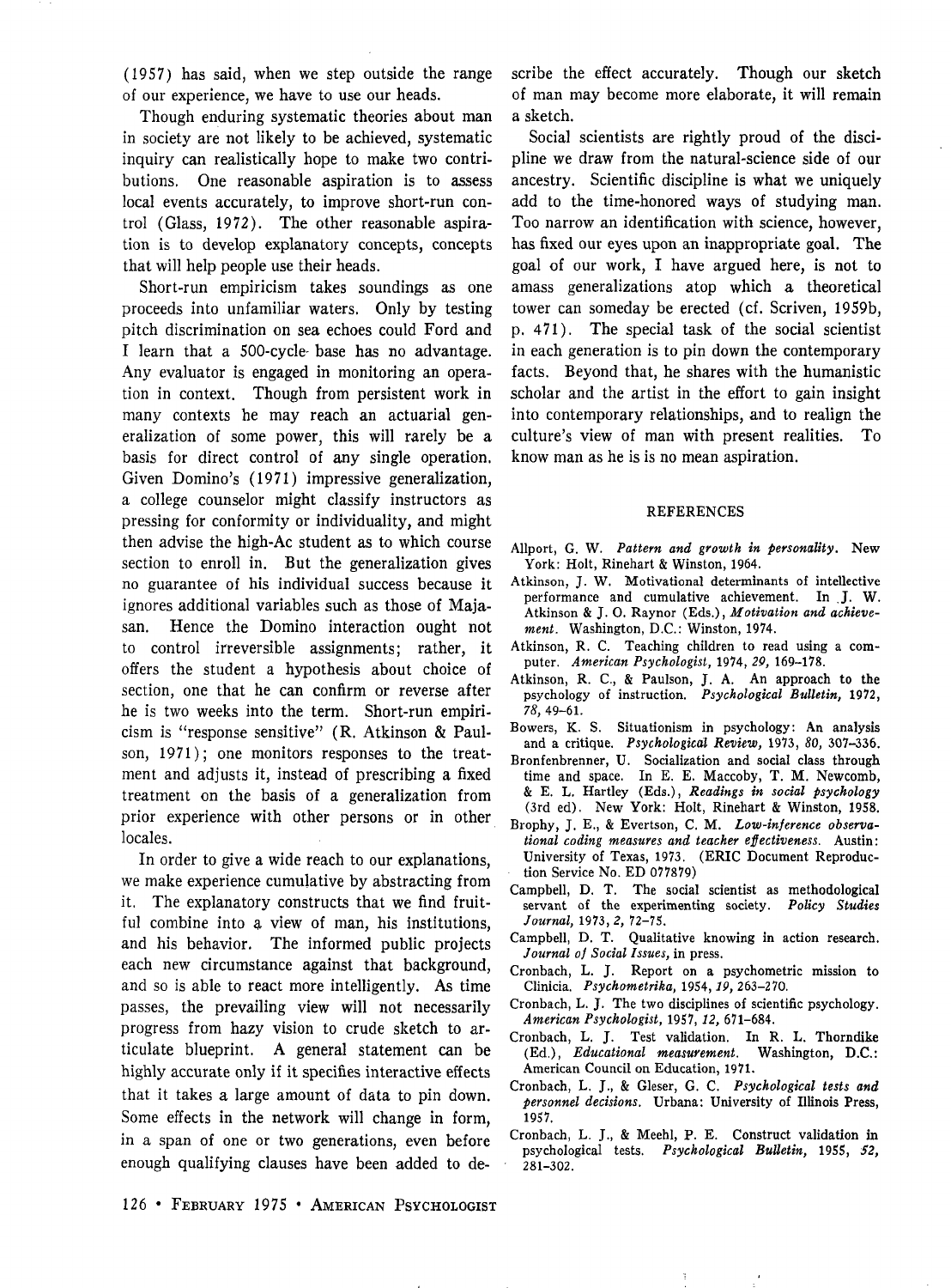(1957) has said, when we step outside the range of our experience, we have to use our heads.

Though enduring systematic theories about man in society are not likely to be achieved, systematic inquiry can realistically hope to make two contributions. One reasonable aspiration is to assess local events accurately, to improve short-run control (Glass, 1972). The other reasonable aspiration is to develop explanatory concepts, concepts that will help people use their heads.

Short-run empiricism takes soundings as one proceeds into unfamiliar waters. Only by testing pitch discrimination on sea echoes could Ford and I learn that a 500-cycle base has no advantage. Any evaluator is engaged in monitoring an operation in context. Though from persistent work in many contexts he may reach an actuarial generalization of some power, this will rarely be a basis for direct control of any single operation. Given Domino's (1971) impressive generalization, a college counselor might classify instructors as pressing for conformity or individuality, and might then advise the high-Ac student as to which course section to enroll in. But the generalization gives no guarantee of his individual success because it ignores additional variables such as those of Majasan. Hence the Domino interaction ought not to control irreversible assignments; rather, it offers the student a hypothesis about choice of section, one that he can confirm or reverse after he is two weeks into the term. Short-run empiricism is "response sensitive" (R. Atkinson & Paulson, 1971); one monitors responses to the treatment and adjusts it, instead of prescribing a fixed treatment on the basis of a generalization from prior experience with other persons or in other locales.

In order to give a wide reach to our explanations, we make experience cumulative by abstracting from it. The explanatory constructs that we find fruitful combine into a view of man, his institutions, and his behavior. The informed public projects each new circumstance against that background, and so is able to react more intelligently. As time passes, the prevailing view will not necessarily progress from hazy vision to crude sketch to articulate blueprint. A general statement can be highly accurate only if it specifies interactive effects that it takes a large amount of data to pin down. Some effects in the network will change in form, in a span of one or two generations, even before enough qualifying clauses have been added to describe the effect accurately. Though our sketch of man may become more elaborate, it will remain a sketch.

Social scientists are rightly proud of the discipline we draw from the natural-science side of our ancestry. Scientific discipline is what we uniquely add to the time-honored ways of studying man. Too narrow an identification with science, however, has fixed our eyes upon an inappropriate goal. The goal of our work, I have argued here, is not to amass generalizations atop which a theoretical tower can someday be erected (cf. Scriven, 1959b, p. 471). The special task of the social scientist in each generation is to pin down the contemporary facts. Beyond that, he shares with the humanistic scholar and the artist in the effort to gain insight into contemporary relationships, and to realign the culture's view of man with present realities. To know man as he is is no mean aspiration.

## REFERENCES

Allport, G. W. *Pattern and growth in personality.* New York: Holt, Rinehart & Winston, 1964.

Atkinson, J. W. Motivational determinants of intellective performance and cumulative achievement. In J. W. Atkinson & J. O. Raynor (Eds.), *Motivation and achievement.* Washington, D.C.: Winston, 1974.

Atkinson, R. C. Teaching children to read using a computer. *American Psychologist,* 1974, *29,* 169–178.

Atkinson, R. C., & Paulson, J. A. An approach to the psychology of instruction. *Psychological Bulletin,* 1972, *78,* 49–61.

Bowers, K. S. Situationism in psychology: An analysis and a critique. *Psychological Review,* 1973, *80,* 307–336.

Bronfenbrenner, U. Socialization and social class through time and space. In E. E. Maccoby, T. M. Newcomb, & E. L. Hartley (Eds.), *Readings in social psychology* (3rd ed). New York: Holt, Rinehart & Winston, 1958.

Brophy, J. E., & Evertson, C. M. *Low-inference observational coding measures and teacher effectiveness.* Austin: University of Texas, 1973. (ERIC Document Reproduction Service No. ED 077879)

Campbell, D. T. The social scientist as methodological servant of the experimenting society. *Policy Studies Journal,* 1973, *2,* 72–75.

Campbell, D. T. Qualitative knowing in action research. *Journal of Social Issues,* in press.

Cronbach, L. J. Report on a psychometric mission to Clinicia. *Psychometrika,* 1954, *19,* 263–270.

Cronbach, L. J. The two disciplines of scientific psychology. *American Psychologist,* 1957, *12,* 671–684.

Cronbach, L. J. Test validation. In R. L. Thorndike (Ed.), *Educational measurement.* Washington, D.C.: American Council on Education, 1971.

Cronbach, L. J., & Gleser, G. C. *Psychological tests and personnel decisions.* Urbana: University of Illinois Press, 1957.

Cronbach, L. J., & Meehl, P. E. Construct validation in psychological tests. *Psychological Bulletin,* 1955, *52,* 281–302.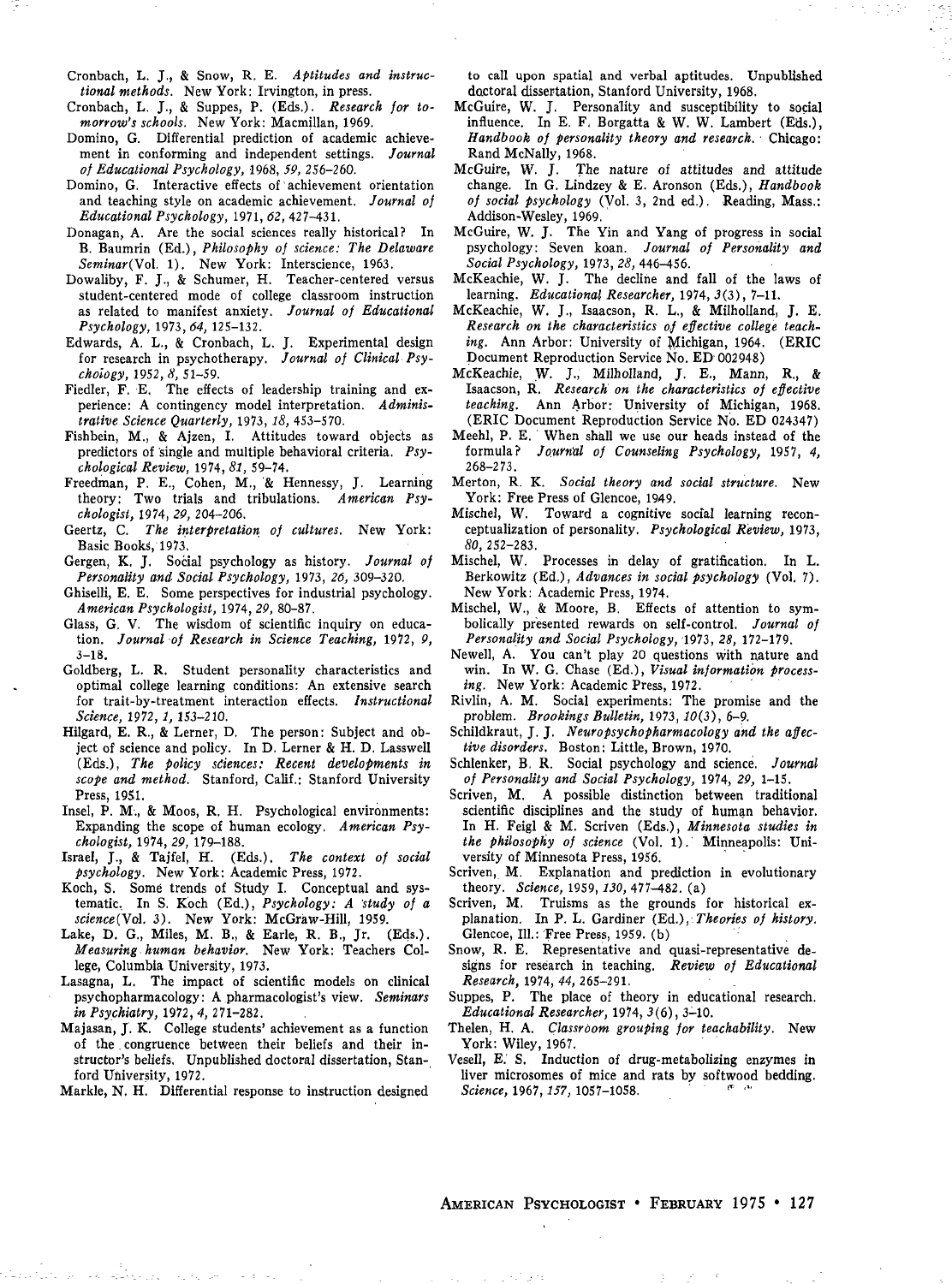Cronbach, L. J., & Snow, R. E. *Aptitudes and instructional methods.* New York: Irvington, in press.

Cronbach, L. J., & Suppes, P. (Eds.). *Research for tomorrow's schools.* New York: Macmillan, 1969.

Domino, G. Differential prediction of academic achievement in conforming and independent settings. *Journal of Educational Psychology,* 1968, *59,* 256–260.

Domino, G. Interactive effects of achievement orientation and teaching style on academic achievement. *Journal of Educational Psychology,* 1971, *62,* 427–431.

Donagan, A. Are the social sciences really historical? In B. Baumrin (Ed.), *Philosophy of science: The Delaware Seminar*(Vol. 1). New York: Interscience, 1963.

Dowaliby, F. J., & Schumer, H. Teacher-centered versus student-centered mode of college classroom instruction as related to manifest anxiety. *Journal of Educational Psychology,* 1973, *64,* 125–132.

Edwards, A. L., & Cronbach, L. J. Experimental design for research in psychotherapy. *Journal of Clinical Psychology,* 1952, *8,* 51–59.

Fiedler, F. E. The effects of leadership training and experience: A contingency model interpretation. *Administrative Science Quarterly,* 1973, *18,* 453–570.

Fishbein, M., & Ajzen, I. Attitudes toward objects as predictors of single and multiple behavioral criteria. *Psychological Review,* 1974, *81,* 59–74.

Freedman, P. E., Cohen, M., & Hennessy, J. Learning theory: Two trials and tribulations. *American Psychologist,* 1974, *29,* 204–206.

Geertz, C. *The interpretation of cultures.* New York: Basic Books, 1973.

Gergen, K. J. Social psychology as history. *Journal of Personality and Social Psychology,* 1973, *26,* 309–320.

Ghiselli, E. E. Some perspectives for industrial psychology. *American Psychologist,* 1974, *29,* 80–87.

Glass, G. V. The wisdom of scientific inquiry on education. *Journal of Research in Science Teaching,* 1972, *9,* 3–18.

Goldberg, L. R. Student personality characteristics and optimal college learning conditions: An extensive search for trait-by-treatment interaction effects. *Instructional Science,* 1972, *1,* 153–210.

Hilgard, E. R., & Lerner, D. The person: Subject and object of science and policy. In D. Lerner & H. D. Lasswell (Eds.), *The policy sciences: Recent developments in scope and method.* Stanford, Calif.: Stanford University Press, 1951.

Insel, P. M., & Moos, R. H. Psychological environments: Expanding the scope of human ecology. *American Psychologist,* 1974, *29,* 179–188.

Israel, J., & Tajfel, H. (Eds.). *The context of social psychology.* New York: Academic Press, 1972.

Koch, S. Some trends of Study I. Conceptual and systematic. In S. Koch (Ed.), *Psychology: A study of a science*(Vol. 3). New York: McGraw-Hill, 1959.

Lake, D. G., Miles, M. B., & Earle, R. B., Jr. (Eds.). *Measuring human behavior.* New York: Teachers College, Columbia University, 1973.

Lasagna, L. The impact of scientific models on clinical psychopharmacology: A pharmacologist's view. *Seminars in Psychiatry,* 1972, *4,* 271–282.

Majasan, J. K. College students' achievement as a function of the congruence between their beliefs and their instructor's beliefs. Unpublished doctoral dissertation, Stanford University, 1972.

Markle, N. H. Differential response to instruction designed to call upon spatial and verbal aptitudes. Unpublished doctoral dissertation, Stanford University, 1968.

McGuire, W. J. Personality and susceptibility to social influence. In E. F. Borgatta & W. W. Lambert (Eds.), *Handbook of personality theory and research.* Chicago: Rand McNally, 1968.

McGuire, W. J. The nature of attitudes and attitude change. In G. Lindzey & E. Aronson (Eds.), *Handbook of social psychology* (Vol. 3, 2nd ed.). Reading, Mass.: Addison-Wesley, 1969.

McGuire, W. J. The Yin and Yang of progress in social psychology: Seven koan. *Journal of Personality and Social Psychology,* 1973, *28,* 446–456.

McKeachie, W. J. The decline and fall of the laws of learning. *Educational Researcher,* 1974, *3*(3), 7–11.

McKeachie, W. J., Isaacson, R. L., & Milholland, J. E. *Research on the characteristics of effective college teaching.* Ann Arbor: University of Michigan, 1964. (ERIC Document Reproduction Service No. ED 002948)

McKeachie, W. J., Milholland, J. E., Mann, R., & Isaacson, R. *Research on the characteristics of effective teaching.* Ann Arbor: University of Michigan, 1968. (ERIC Document Reproduction Service No. ED 024347)

Meehl, P. E. When shall we use our heads instead of the formula? *Journal of Counseling Psychology,* 1957, *4,* 268–273.

Merton, R. K. *Social theory and social structure.* New York: Free Press of Glencoe, 1949.

Mischel, W. Toward a cognitive social learning reconceptualization of personality. *Psychological Review,* 1973, *80,* 252–283.

Mischel, W. Processes in delay of gratification. In L. Berkowitz (Ed.), *Advances in social psychology* (Vol. 7). New York: Academic Press, 1974.

Mischel, W., & Moore, B. Effects of attention to symbolically presented rewards on self-control. *Journal of Personality and Social Psychology,* 1973, *28,* 172–179.

Newell, A. You can't play 20 questions with nature and win. In W. G. Chase (Ed.), *Visual information processing.* New York: Academic Press, 1972.

Rivlin, A. M. Social experiments: The promise and the problem. *Brookings Bulletin,* 1973, *10*(3), 6–9.

Schildkraut, J. J. *Neuropsychopharmacology and the affective disorders.* Boston: Little, Brown, 1970.

Schlenker, B. R. Social psychology and science. *Journal of Personality and Social Psychology,* 1974, *29,* 1–15.

Scriven, M. A possible distinction between traditional scientific disciplines and the study of human behavior. In H. Feigl & M. Scriven (Eds.), *Minnesota studies in the philosophy of science* (Vol. 1). Minneapolis: University of Minnesota Press, 1956.

Scriven, M. Explanation and prediction in evolutionary theory. *Science,* 1959, *130,* 477–482. (a)

Scriven, M. Truisms as the grounds for historical explanation. In P. L. Gardiner (Ed.), *Theories of history.* Glencoe, Ill.: Free Press, 1959. (b)

Snow, R. E. Representative and quasi-representative designs for research in teaching. *Review of Educational Research,* 1974, *44,* 265–291.

Suppes, P. The place of theory in educational research. *Educational Researcher,* 1974, *3*(6), 3–10.

Thelen, H. A. *Classroom grouping for teachability.* New York: Wiley, 1967.

Vesell, E. S. Induction of drug-metabolizing enzymes in liver microsomes of mice and rats by softwood bedding. *Science,* 1967, *157,* 1057–1058.